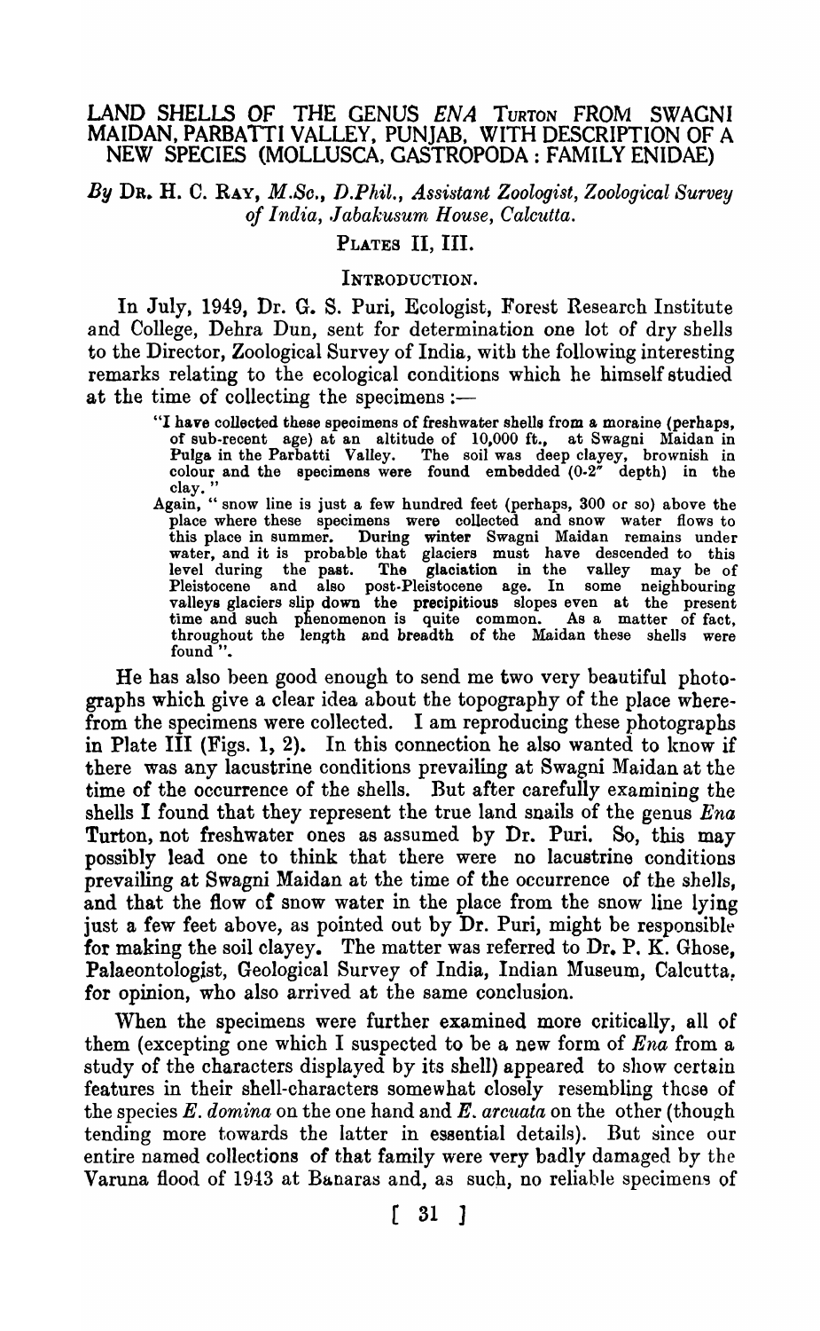# LAND SHELLS OF THE GENUS *ENA* TURTON FROM SWAGNI MAIDAN, PARBATTI VALLEY, PUNJAB, WITH DESCRIPTION OF A NEW SPECIES (MOLLUSCA, GASTROPODA: FAMILY ENIDAE)

*By* DR. H. C. RAY, *M.Sc., D.Phil., Assistant Zoologist, Zoological Survey of India, Jabakusum House, Calcutta.*

PLATES II, III.

## INTRODUCTION.

In July, 1949, Dr. G. S. Puri, Ecologist, Forest Research Institute and College, Dehra Dun, sent for determination one lot of dry shells to the Director, Zoological Survey of India, with the following interesting remarks relating to the ecological conditions which he himself studied at the time of collecting the specimens :—

> "I have collected these specimens of freshwater shells from a moraine (perhaps, of sub-recent age) at an altitude of 10,000 ft., at Swagni Maidan in Pulga in the Parbatti Valley. The soil was deep clayey, brownish in colour and the specimens were found embedded (0-2" depth) in the clay."
>
> Again, "snow line is just a few hundred feet (perhaps, 300 or so) above the place where these specimens were collected and snow water flows to this place in summer. During winter Swagni Maidan remains under water, and it is probable that glaciers must have descended to this level during the past. The glaciation in the valley may be of Pleistocene and also post-Pleistocene age. In some neighbouring valleys glaciers slip down the precipitious slopes even at the present time and such phenomenon is quite common. As a matter of fact, throughout the length and breadth of the Maidan these shells were found".

He has also been good enough to send me two very beautiful photographs which give a clear idea about the topography of the place wherefrom the specimens were collected. I am reproducing these photographs in Plate III (Figs. 1, 2). In this connection he also wanted to know if there was any lacustrine conditions prevailing at Swagni Maidan at the time of the occurrence of the shells. But after carefully examining the shells I found that they represent the true land snails of the genus *Ena* Turton, not freshwater ones as assumed by Dr. Puri. So, this may possibly lead one to think that there were no lacustrine conditions prevailing at Swagni Maidan at the time of the occurrence of the shells, and that the flow of snow water in the place from the snow line lying just a few feet above, as pointed out by Dr. Puri, might be responsible for making the soil clayey. The matter was referred to Dr. P. K. Ghose, Palaeontologist, Geological Survey of India, Indian Museum, Calcutta, for opinion, who also arrived at the same conclusion.

When the specimens were further examined more critically, all of them (excepting one which I suspected to be a new form of *Ena* from a study of the characters displayed by its shell) appeared to show certain features in their shell-characters somewhat closely resembling those of the species *E. domina* on the one hand and *E. arcuata* on the other (though tending more towards the latter in essential details). But since our entire named collections of that family were very badly damaged by the Varuna flood of 1943 at Banaras and, as such, no reliable specimens of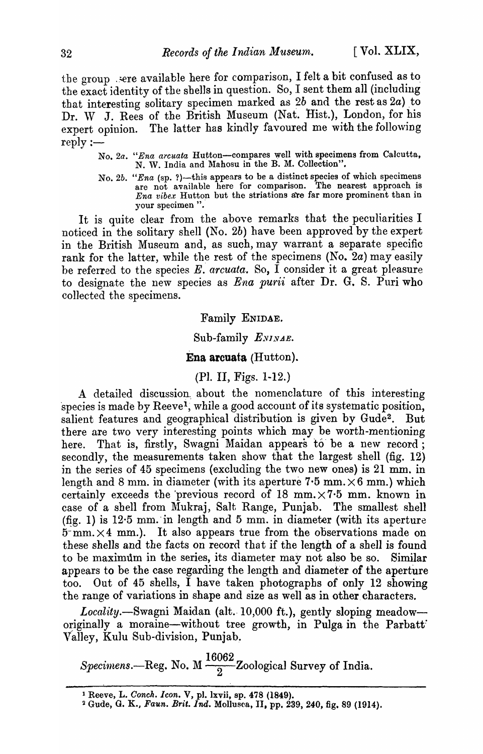the group .sere available here for comparison, I felt a bit confused as to the exact identity of the shells in question. So, I sent them all (including that interesting solitary specimen marked as 2b and the rest as 2a) to Dr. W J. Rees of the British Museum (Nat. Hist.), London, for his expert opinion. The latter has kindly favoured me with the following reply :—

> No. 2a. "*Ena arcuata* Hutton—compares well with specimens from Calcutta, N. W. India and Mahosu in the B. M. Collection".
>
> No. 2b. "*Ena* (sp. ?)—this appears to be a distinct species of which specimens are not available here for comparison. The nearest approach is *Ena vibex* Hutton but the striations are far more prominent than in your specimen ".

It is quite clear from the above remarks that the peculiarities I noticed in the solitary shell (No. 2b) have been approved by the expert in the British Museum and, as such, may warrant a separate specific rank for the latter, while the rest of the specimens (No. 2a) may easily be referred to the species *E. arcuata*. So, I consider it a great pleasure to designate the new species as *Ena purii* after Dr. G. S. Puri who collected the specimens.

## Family ENIDAE.

### Sub-family *ENINAE*.

### **Ena arcuata** (Hutton).

(Pl. II, Figs. 1-12.)

A detailed discussion about the nomenclature of this interesting species is made by Reeve[1], while a good account of its systematic position, salient features and geographical distribution is given by Gude[2]. But there are two very interesting points which may be worth-mentioning here. That is, firstly, Swagni Maidan appears to be a new record; secondly, the measurements taken show that the largest shell (fig. 12) in the series of 45 specimens (excluding the two new ones) is 21 mm. in length and 8 mm. in diameter (with its aperture 7·5 mm. × 6 mm.) which certainly exceeds the previous record of 18 mm. × 7·5 mm. known in case of a shell from Mukraj, Salt Range, Punjab. The smallest shell (fig. 1) is 12·5 mm. in length and 5 mm. in diameter (with its aperture 5 mm. × 4 mm.). It also appears true from the observations made on these shells and the facts on record that if the length of a shell is found to be maximum in the series, its diameter may not also be so. Similar appears to be the case regarding the length and diameter of the aperture too. Out of 45 shells, I have taken photographs of only 12 showing the range of variations in shape and size as well as in other characters.

*Locality*.—Swagni Maidan (alt. 10,000 ft.), gently sloping meadow—originally a moraine—without tree growth, in Pulga in the Parbatt Valley, Kulu Sub-division, Punjab.

*Specimens*.—Reg. No. M $\frac{16062}{2}$ Zoological Survey of India.

---

[1] Reeve, L. *Conch. Icon.* V, pl. lxvii, sp. 478 (1849).

[2] Gude, G. K., *Faun. Brit. Ind.* Mollusca, II, pp. 239, 240, fig. 89 (1914).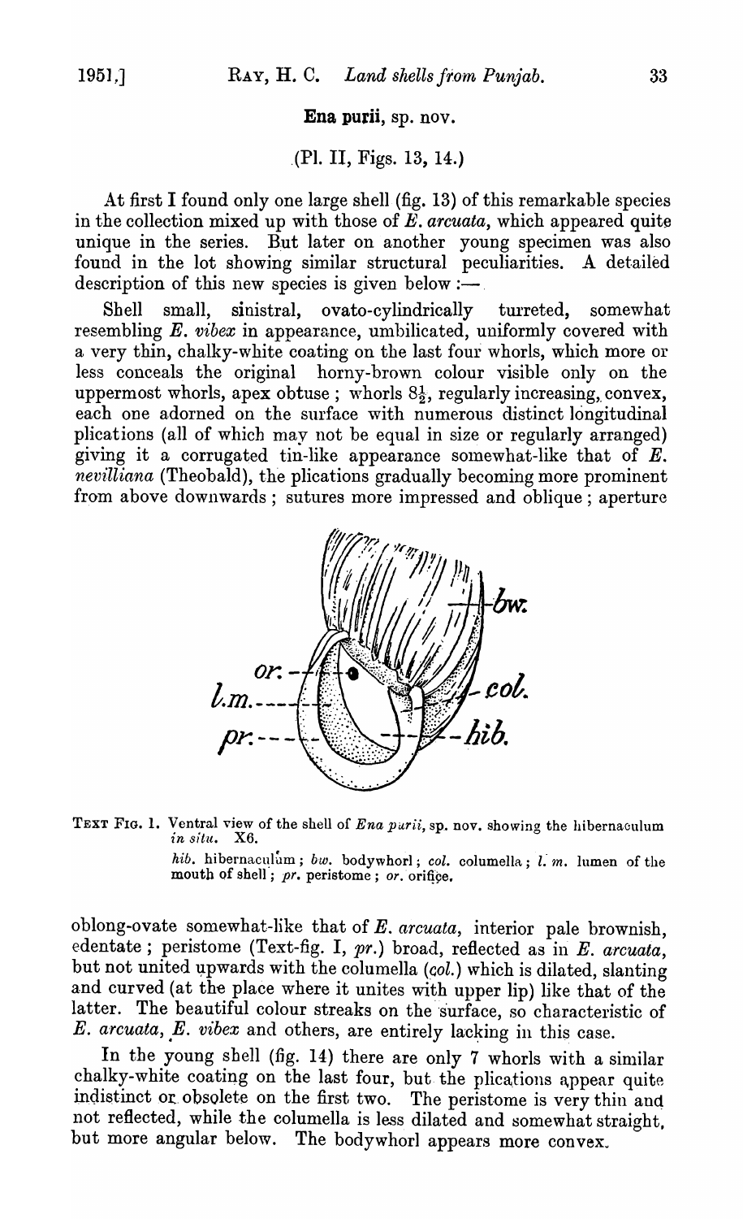**Ena purii**, sp. nov.

(Pl. II, Figs. 13, 14.)

At first I found only one large shell (fig. 13) of this remarkable species in the collection mixed up with those of *E. arcuata*, which appeared quite unique in the series. But later on another young specimen was also found in the lot showing similar structural peculiarities. A detailed description of this new species is given below :—

Shell small, sinistral, ovato-cylindrically turreted, somewhat resembling *E. vibex* in appearance, umbilicated, uniformly covered with a very thin, chalky-white coating on the last four whorls, which more or less conceals the original horny-brown colour visible only on the uppermost whorls, apex obtuse ; whorls $8\frac{1}{2}$, regularly increasing, convex, each one adorned on the surface with numerous distinct longitudinal plications (all of which may not be equal in size or regularly arranged) giving it a corrugated tin-like appearance somewhat-like that of *E. nevilliana* (Theobald), the plications gradually becoming more prominent from above downwards ; sutures more impressed and oblique ; aperture

TEXT FIG. 1. Ventral view of the shell of *Ena purii*, sp. nov. showing the hibernaculum *in situ*. X6.

*hib.* hibernaculum ; *bw.* bodywhorl ; *col.* columella ; *l. m.* lumen of the mouth of shell ; *pr.* peristome ; *or.* orifice.

oblong-ovate somewhat-like that of *E. arcuata*, interior pale brownish, edentate ; peristome (Text-fig. I, *pr.*) broad, reflected as in *E. arcuata*, but not united upwards with the columella (*col.*) which is dilated, slanting and curved (at the place where it unites with upper lip) like that of the latter. The beautiful colour streaks on the surface, so characteristic of *E. arcuata*, *E. vibex* and others, are entirely lacking in this case.

In the young shell (fig. 14) there are only 7 whorls with a similar chalky-white coating on the last four, but the plications appear quite indistinct or obsolete on the first two. The peristome is very thin and not reflected, while the columella is less dilated and somewhat straight, but more angular below. The bodywhorl appears more convex.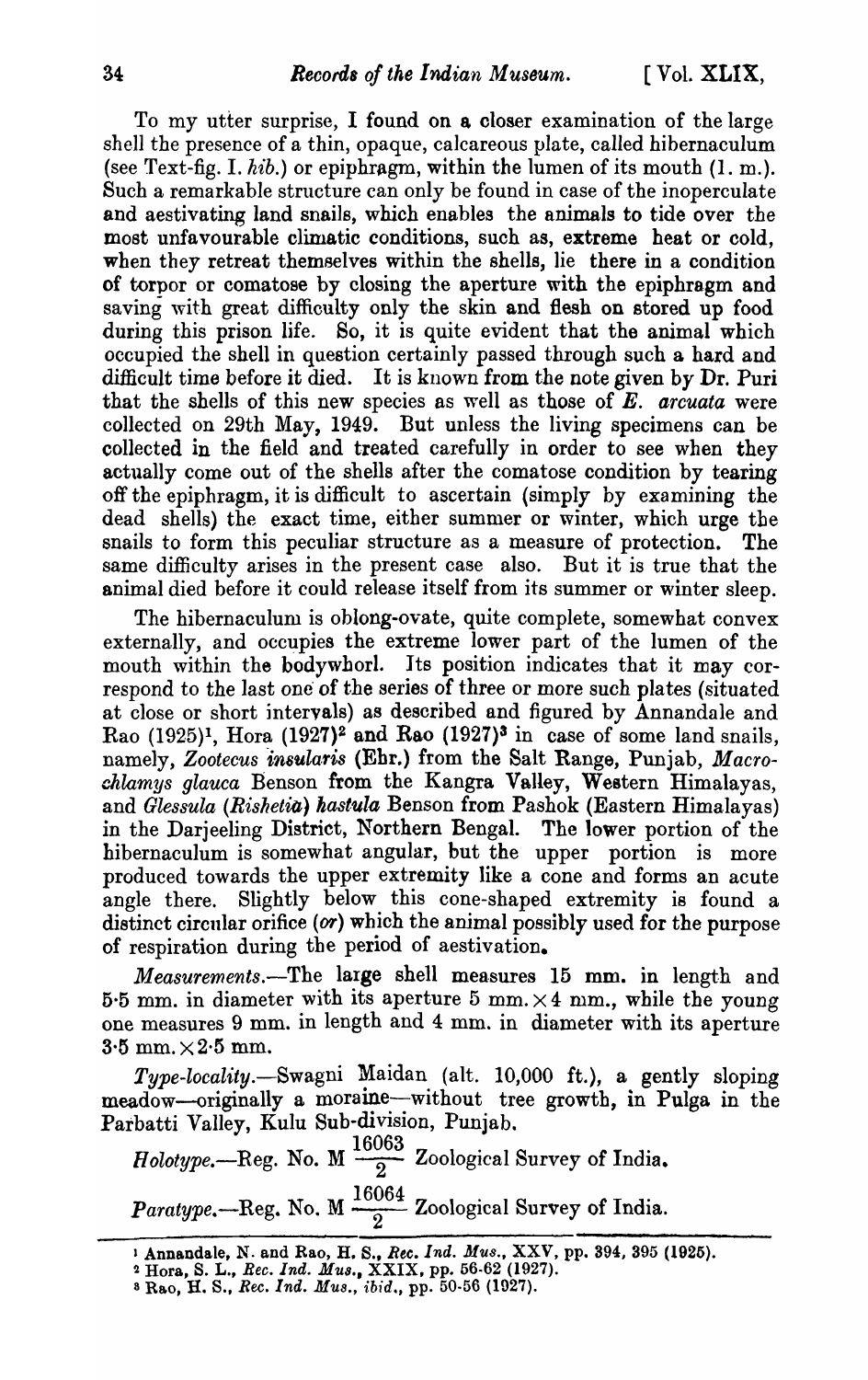To my utter surprise, I found on a closer examination of the large shell the presence of a thin, opaque, calcareous plate, called hibernaculum (see Text-fig. I. *hib.*) or epiphragm, within the lumen of its mouth (l. m.). Such a remarkable structure can only be found in case of the inoperculate and aestivating land snails, which enables the animals to tide over the most unfavourable climatic conditions, such as, extreme heat or cold, when they retreat themselves within the shells, lie there in a condition of torpor or comatose by closing the aperture with the epiphragm and saving with great difficulty only the skin and flesh on stored up food during this prison life. So, it is quite evident that the animal which occupied the shell in question certainly passed through such a hard and difficult time before it died. It is known from the note given by Dr. Puri that the shells of this new species as well as those of *E. arcuata* were collected on 29th May, 1949. But unless the living specimens can be collected in the field and treated carefully in order to see when they actually come out of the shells after the comatose condition by tearing off the epiphragm, it is difficult to ascertain (simply by examining the dead shells) the exact time, either summer or winter, which urge the snails to form this peculiar structure as a measure of protection. The same difficulty arises in the present case also. But it is true that the animal died before it could release itself from its summer or winter sleep.

The hibernaculum is oblong-ovate, quite complete, somewhat convex externally, and occupies the extreme lower part of the lumen of the mouth within the bodywhorl. Its position indicates that it may correspond to the last one of the series of three or more such plates (situated at close or short intervals) as described and figured by Annandale and Rao (1925)[1], Hora (1927)[2] and Rao (1927)[3] in case of some land snails, namely, *Zootecus insularis* (Ehr.) from the Salt Range, Punjab, *Macrochlamys glauca* Benson from the Kangra Valley, Western Himalayas, and *Glessula (Rishetia) hastula* Benson from Pashok (Eastern Himalayas) in the Darjeeling District, Northern Bengal. The lower portion of the hibernaculum is somewhat angular, but the upper portion is more produced towards the upper extremity like a cone and forms an acute angle there. Slightly below this cone-shaped extremity is found a distinct circular orifice (*or*) which the animal possibly used for the purpose of respiration during the period of aestivation.

*Measurements.*—The large shell measures 15 mm. in length and 5·5 mm. in diameter with its aperture 5 mm. $\times$ 4 mm., while the young one measures 9 mm. in length and 4 mm. in diameter with its aperture 3·5 mm. $\times$ 2·5 mm.

*Type-locality.*—Swagni Maidan (alt. 10,000 ft.), a gently sloping meadow—originally a moraine—without tree growth, in Pulga in the Parbatti Valley, Kulu Sub-division, Punjab.

*Holotype.*—Reg. No. M $\frac{16063}{2}$ Zoological Survey of India.

*Paratype.*—Reg. No. M $\frac{16064}{2}$ Zoological Survey of India.

---

[1] Annandale, N. and Rao, H. S., *Rec. Ind. Mus.*, XXV, pp. 394, 395 (1925).

[2] Hora, S. L., *Rec. Ind. Mus.*, XXIX, pp. 56-62 (1927).

[3] Rao, H. S., *Rec. Ind. Mus.*, *ibid.*, pp. 50-56 (1927).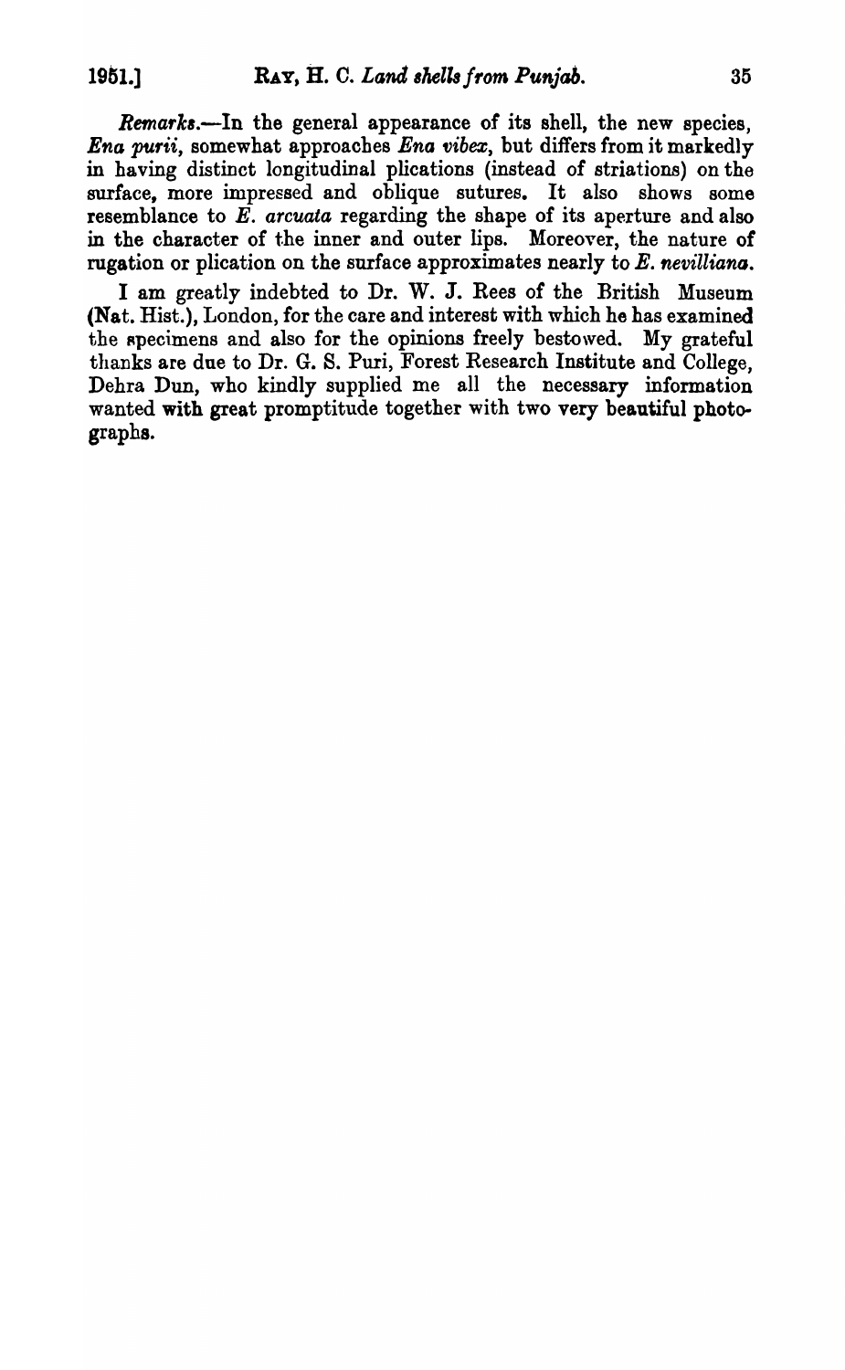*Remarks.*—In the general appearance of its shell, the new species, *Ena purii*, somewhat approaches *Ena vibex*, but differs from it markedly in having distinct longitudinal plications (instead of striations) on the surface, more impressed and oblique sutures. It also shows some resemblance to *E. arcuata* regarding the shape of its aperture and also in the character of the inner and outer lips. Moreover, the nature of rugation or plication on the surface approximates nearly to *E. nevilliana*.

I am greatly indebted to Dr. W. J. Rees of the British Museum (Nat. Hist.), London, for the care and interest with which he has examined the specimens and also for the opinions freely bestowed. My grateful thanks are due to Dr. G. S. Puri, Forest Research Institute and College, Dehra Dun, who kindly supplied me all the necessary information wanted with great promptitude together with two very beautiful photographs.